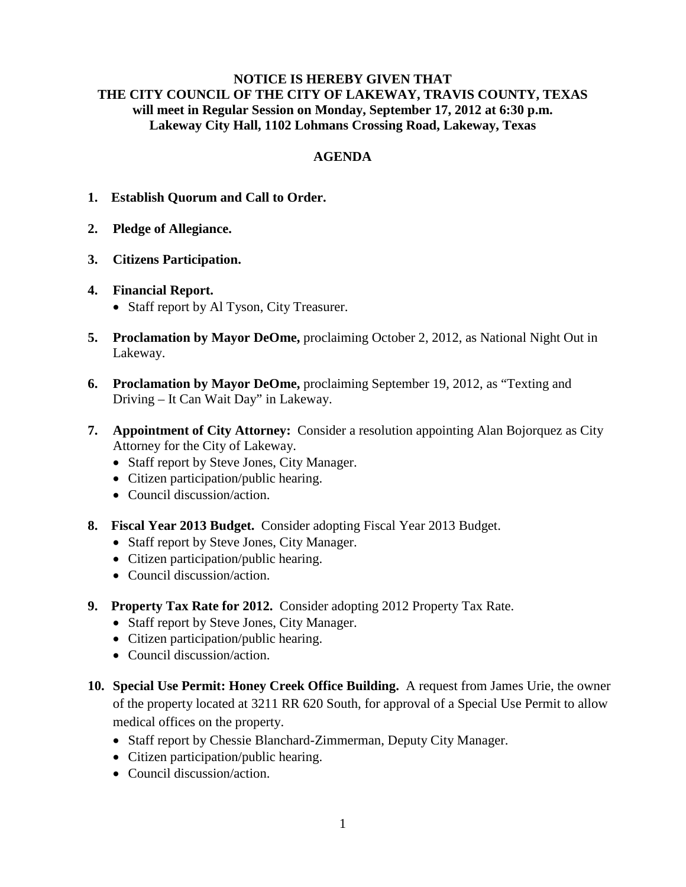**NOTICE IS HEREBY GIVEN THAT**
**THE CITY COUNCIL OF THE CITY OF LAKEWAY, TRAVIS COUNTY, TEXAS**
**will meet in Regular Session on Monday, September 17, 2012 at 6:30 p.m.**
**Lakeway City Hall, 1102 Lohmans Crossing Road, Lakeway, Texas**

## AGENDA

1. **Establish Quorum and Call to Order.**

2. **Pledge of Allegiance.**

3. **Citizens Participation.**

4. **Financial Report.**
   - Staff report by Al Tyson, City Treasurer.

5. **Proclamation by Mayor DeOme,** proclaiming October 2, 2012, as National Night Out in Lakeway.

6. **Proclamation by Mayor DeOme,** proclaiming September 19, 2012, as "Texting and Driving – It Can Wait Day" in Lakeway.

7. **Appointment of City Attorney:** Consider a resolution appointing Alan Bojorquez as City Attorney for the City of Lakeway.
   - Staff report by Steve Jones, City Manager.
   - Citizen participation/public hearing.
   - Council discussion/action.

8. **Fiscal Year 2013 Budget.** Consider adopting Fiscal Year 2013 Budget.
   - Staff report by Steve Jones, City Manager.
   - Citizen participation/public hearing.
   - Council discussion/action.

9. **Property Tax Rate for 2012.** Consider adopting 2012 Property Tax Rate.
   - Staff report by Steve Jones, City Manager.
   - Citizen participation/public hearing.
   - Council discussion/action.

10. **Special Use Permit: Honey Creek Office Building.** A request from James Urie, the owner of the property located at 3211 RR 620 South, for approval of a Special Use Permit to allow medical offices on the property.
    - Staff report by Chessie Blanchard-Zimmerman, Deputy City Manager.
    - Citizen participation/public hearing.
    - Council discussion/action.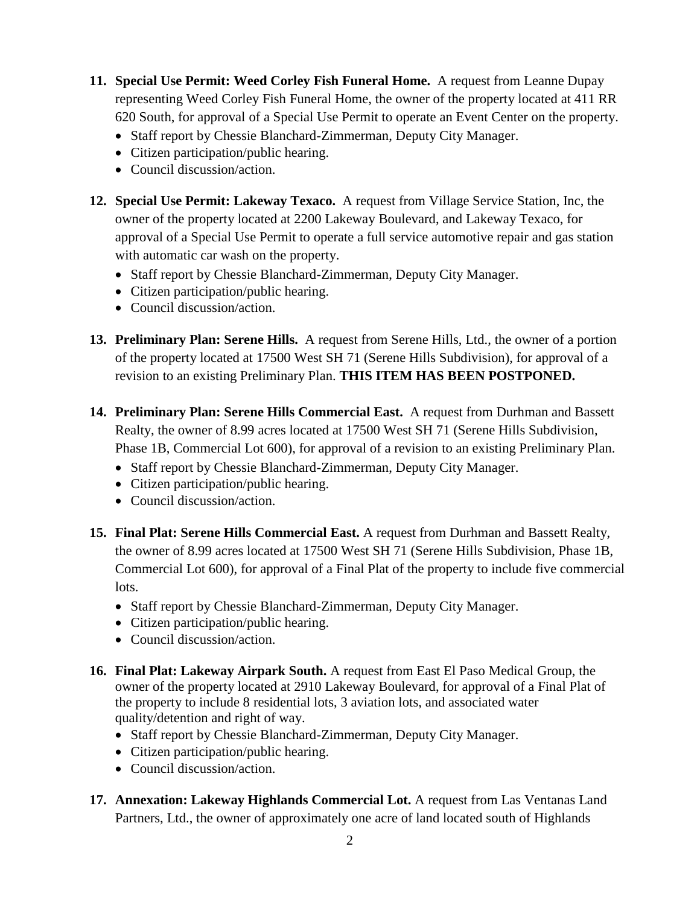11. **Special Use Permit: Weed Corley Fish Funeral Home.** A request from Leanne Dupay representing Weed Corley Fish Funeral Home, the owner of the property located at 411 RR 620 South, for approval of a Special Use Permit to operate an Event Center on the property.
    - Staff report by Chessie Blanchard-Zimmerman, Deputy City Manager.
    - Citizen participation/public hearing.
    - Council discussion/action.

12. **Special Use Permit: Lakeway Texaco.** A request from Village Service Station, Inc, the owner of the property located at 2200 Lakeway Boulevard, and Lakeway Texaco, for approval of a Special Use Permit to operate a full service automotive repair and gas station with automatic car wash on the property.
    - Staff report by Chessie Blanchard-Zimmerman, Deputy City Manager.
    - Citizen participation/public hearing.
    - Council discussion/action.

13. **Preliminary Plan: Serene Hills.** A request from Serene Hills, Ltd., the owner of a portion of the property located at 17500 West SH 71 (Serene Hills Subdivision), for approval of a revision to an existing Preliminary Plan. **THIS ITEM HAS BEEN POSTPONED.**

14. **Preliminary Plan: Serene Hills Commercial East.** A request from Durhman and Bassett Realty, the owner of 8.99 acres located at 17500 West SH 71 (Serene Hills Subdivision, Phase 1B, Commercial Lot 600), for approval of a revision to an existing Preliminary Plan.
    - Staff report by Chessie Blanchard-Zimmerman, Deputy City Manager.
    - Citizen participation/public hearing.
    - Council discussion/action.

15. **Final Plat: Serene Hills Commercial East.** A request from Durhman and Bassett Realty, the owner of 8.99 acres located at 17500 West SH 71 (Serene Hills Subdivision, Phase 1B, Commercial Lot 600), for approval of a Final Plat of the property to include five commercial lots.
    - Staff report by Chessie Blanchard-Zimmerman, Deputy City Manager.
    - Citizen participation/public hearing.
    - Council discussion/action.

16. **Final Plat: Lakeway Airpark South.** A request from East El Paso Medical Group, the owner of the property located at 2910 Lakeway Boulevard, for approval of a Final Plat of the property to include 8 residential lots, 3 aviation lots, and associated water quality/detention and right of way.
    - Staff report by Chessie Blanchard-Zimmerman, Deputy City Manager.
    - Citizen participation/public hearing.
    - Council discussion/action.

17. **Annexation: Lakeway Highlands Commercial Lot.** A request from Las Ventanas Land Partners, Ltd., the owner of approximately one acre of land located south of Highlands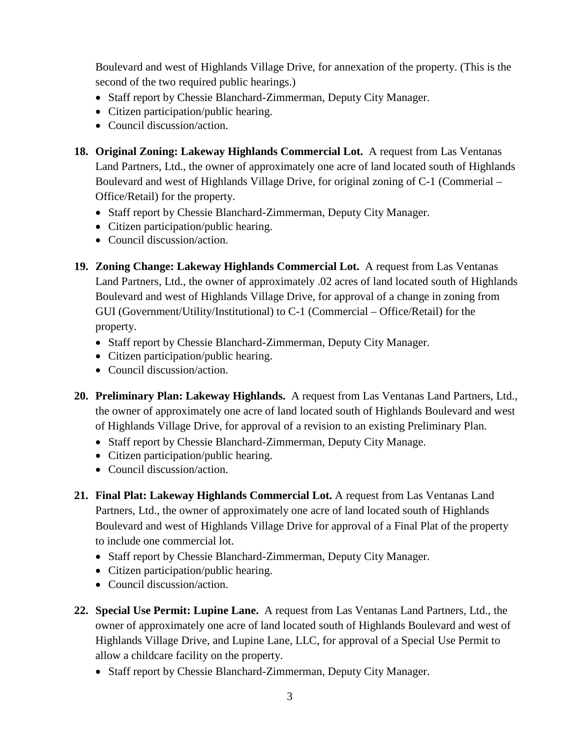Boulevard and west of Highlands Village Drive, for annexation of the property. (This is the second of the two required public hearings.)

- Staff report by Chessie Blanchard-Zimmerman, Deputy City Manager.
- Citizen participation/public hearing.
- Council discussion/action.

18. **Original Zoning: Lakeway Highlands Commercial Lot.** A request from Las Ventanas Land Partners, Ltd., the owner of approximately one acre of land located south of Highlands Boulevard and west of Highlands Village Drive, for original zoning of C-1 (Commerial – Office/Retail) for the property.
    - Staff report by Chessie Blanchard-Zimmerman, Deputy City Manager.
    - Citizen participation/public hearing.
    - Council discussion/action.

19. **Zoning Change: Lakeway Highlands Commercial Lot.** A request from Las Ventanas Land Partners, Ltd., the owner of approximately .02 acres of land located south of Highlands Boulevard and west of Highlands Village Drive, for approval of a change in zoning from GUI (Government/Utility/Institutional) to C-1 (Commercial – Office/Retail) for the property.
    - Staff report by Chessie Blanchard-Zimmerman, Deputy City Manager.
    - Citizen participation/public hearing.
    - Council discussion/action.

20. **Preliminary Plan: Lakeway Highlands.** A request from Las Ventanas Land Partners, Ltd., the owner of approximately one acre of land located south of Highlands Boulevard and west of Highlands Village Drive, for approval of a revision to an existing Preliminary Plan.
    - Staff report by Chessie Blanchard-Zimmerman, Deputy City Manage.
    - Citizen participation/public hearing.
    - Council discussion/action.

21. **Final Plat: Lakeway Highlands Commercial Lot.** A request from Las Ventanas Land Partners, Ltd., the owner of approximately one acre of land located south of Highlands Boulevard and west of Highlands Village Drive for approval of a Final Plat of the property to include one commercial lot.
    - Staff report by Chessie Blanchard-Zimmerman, Deputy City Manager.
    - Citizen participation/public hearing.
    - Council discussion/action.

22. **Special Use Permit: Lupine Lane.** A request from Las Ventanas Land Partners, Ltd., the owner of approximately one acre of land located south of Highlands Boulevard and west of Highlands Village Drive, and Lupine Lane, LLC, for approval of a Special Use Permit to allow a childcare facility on the property.
    - Staff report by Chessie Blanchard-Zimmerman, Deputy City Manager.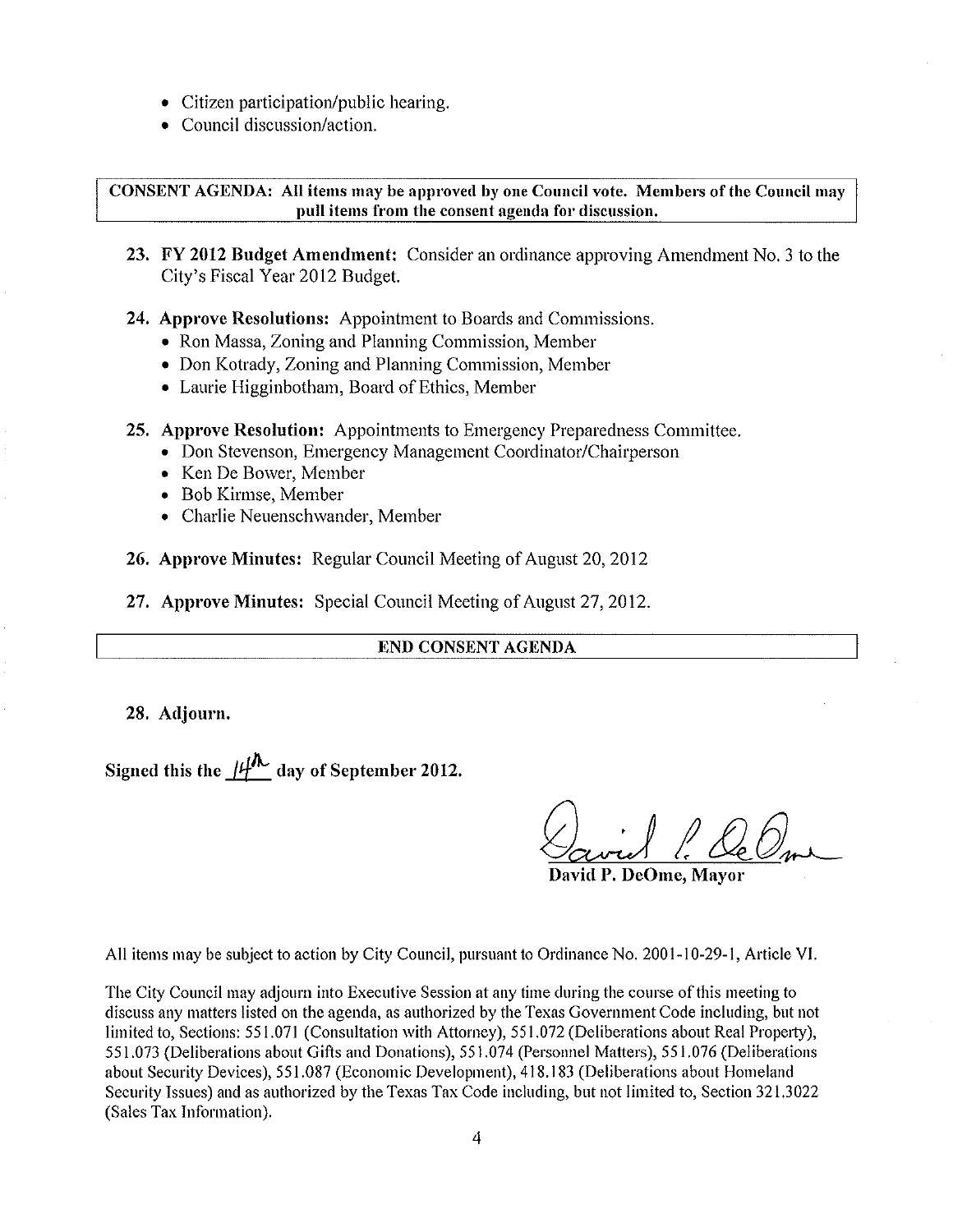- Citizen participation/public hearing.
- Council discussion/action.

**CONSENT AGENDA: All items may be approved by one Council vote. Members of the Council may pull items from the consent agenda for discussion.**

23. **FY 2012 Budget Amendment:** Consider an ordinance approving Amendment No. 3 to the City's Fiscal Year 2012 Budget.

24. **Approve Resolutions:** Appointment to Boards and Commissions.
    - Ron Massa, Zoning and Planning Commission, Member
    - Don Kotrady, Zoning and Planning Commission, Member
    - Laurie Higginbotham, Board of Ethics, Member

25. **Approve Resolution:** Appointments to Emergency Preparedness Committee.
    - Don Stevenson, Emergency Management Coordinator/Chairperson
    - Ken De Bower, Member
    - Bob Kirmse, Member
    - Charlie Neuenschwander, Member

26. **Approve Minutes:** Regular Council Meeting of August 20, 2012

27. **Approve Minutes:** Special Council Meeting of August 27, 2012.

**END CONSENT AGENDA**

28. **Adjourn.**

**Signed this the 14th day of September 2012.**

David P. DeOme

**David P. DeOme, Mayor**

All items may be subject to action by City Council, pursuant to Ordinance No. 2001-10-29-1, Article VI.

The City Council may adjourn into Executive Session at any time during the course of this meeting to discuss any matters listed on the agenda, as authorized by the Texas Government Code including, but not limited to, Sections: 551.071 (Consultation with Attorney), 551.072 (Deliberations about Real Property), 551.073 (Deliberations about Gifts and Donations), 551.074 (Personnel Matters), 551.076 (Deliberations about Security Devices), 551.087 (Economic Development), 418.183 (Deliberations about Homeland Security Issues) and as authorized by the Texas Tax Code including, but not limited to, Section 321.3022 (Sales Tax Information).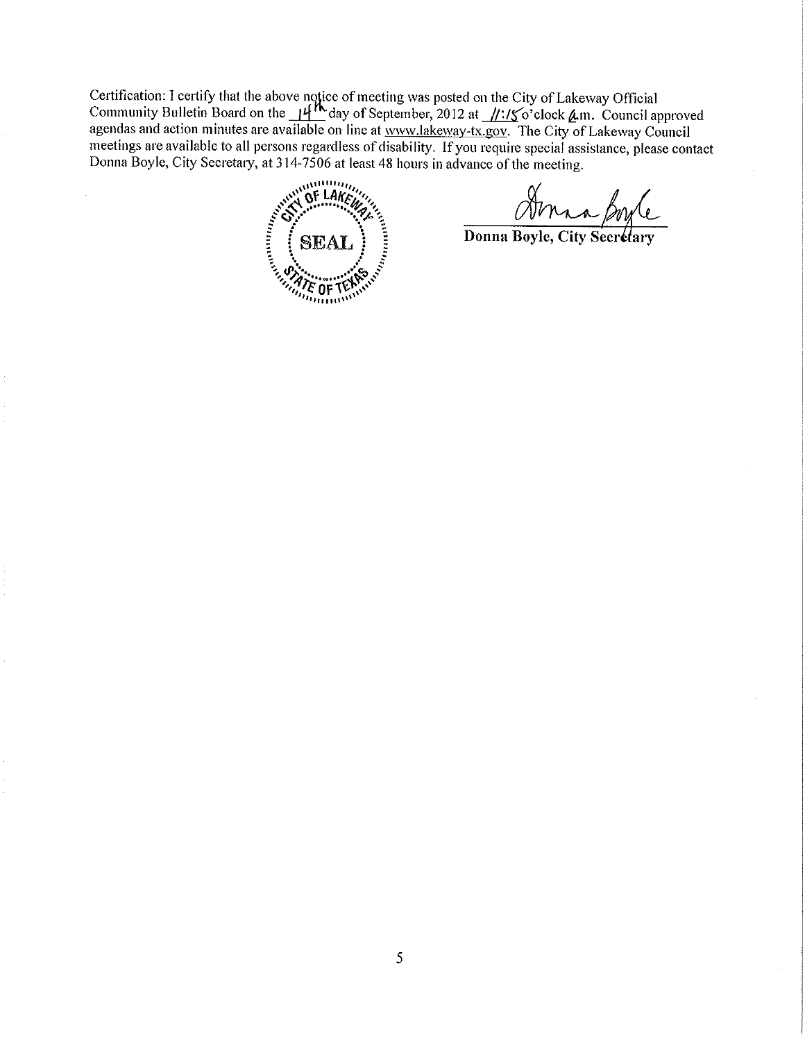Certification: I certify that the above notice of meeting was posted on the City of Lakeway Official Community Bulletin Board on the 14th day of September, 2012 at 11:15 o'clock a.m. Council approved agendas and action minutes are available on line at www.lakeway-tx.gov. The City of Lakeway Council meetings are available to all persons regardless of disability. If you require special assistance, please contact Donna Boyle, City Secretary, at 314-7506 at least 48 hours in advance of the meeting.

CITY OF LAKEWAY SEAL STATE OF TEXAS

Donna Boyle

**Donna Boyle, City Secretary**